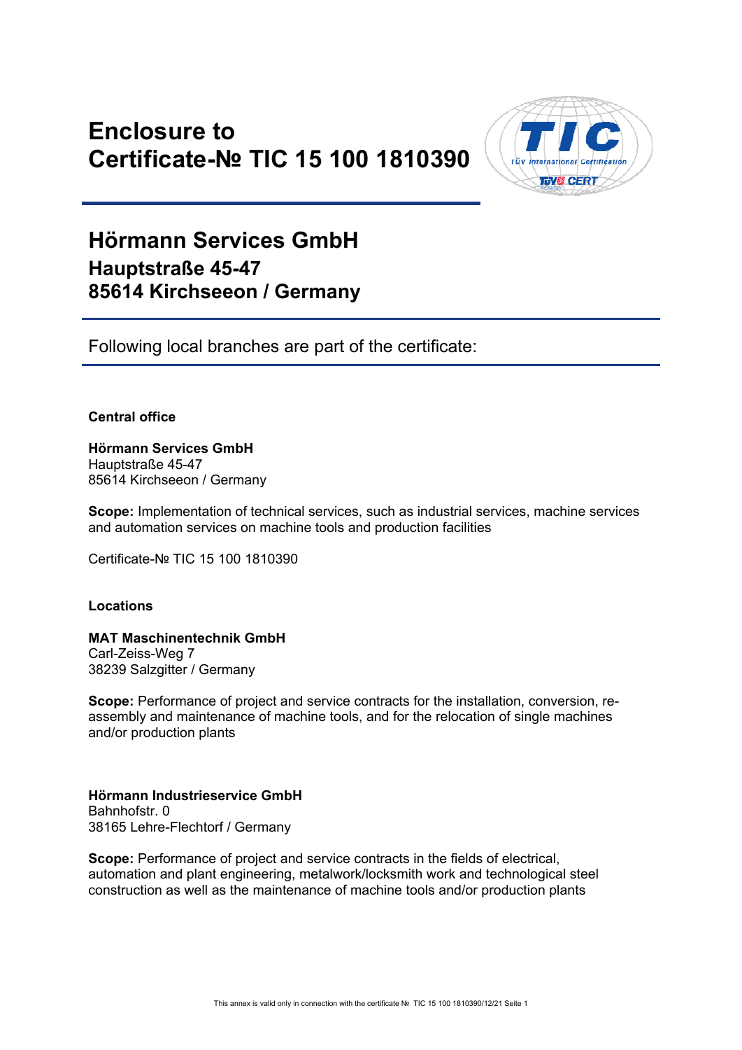# Enclosure to Certificate-№ TIC 15 100 1810390

## Hörmann Services GmbH

### Hauptstraße 45-47
### 85614 Kirchseeon / Germany

Following local branches are part of the certificate:

**Central office**

**Hörmann Services GmbH**
Hauptstraße 45-47
85614 Kirchseeon / Germany

**Scope:** Implementation of technical services, such as industrial services, machine services and automation services on machine tools and production facilities

Certificate-№ TIC 15 100 1810390

**Locations**

**MAT Maschinentechnik GmbH**
Carl-Zeiss-Weg 7
38239 Salzgitter / Germany

**Scope:** Performance of project and service contracts for the installation, conversion, re-assembly and maintenance of machine tools, and for the relocation of single machines and/or production plants

**Hörmann Industrieservice GmbH**
Bahnhofstr. 0
38165 Lehre-Flechtorf / Germany

**Scope:** Performance of project and service contracts in the fields of electrical, automation and plant engineering, metalwork/locksmith work and technological steel construction as well as the maintenance of machine tools and/or production plants

This annex is valid only in connection with the certificate № TIC 15 100 1810390/12/21 Seite 1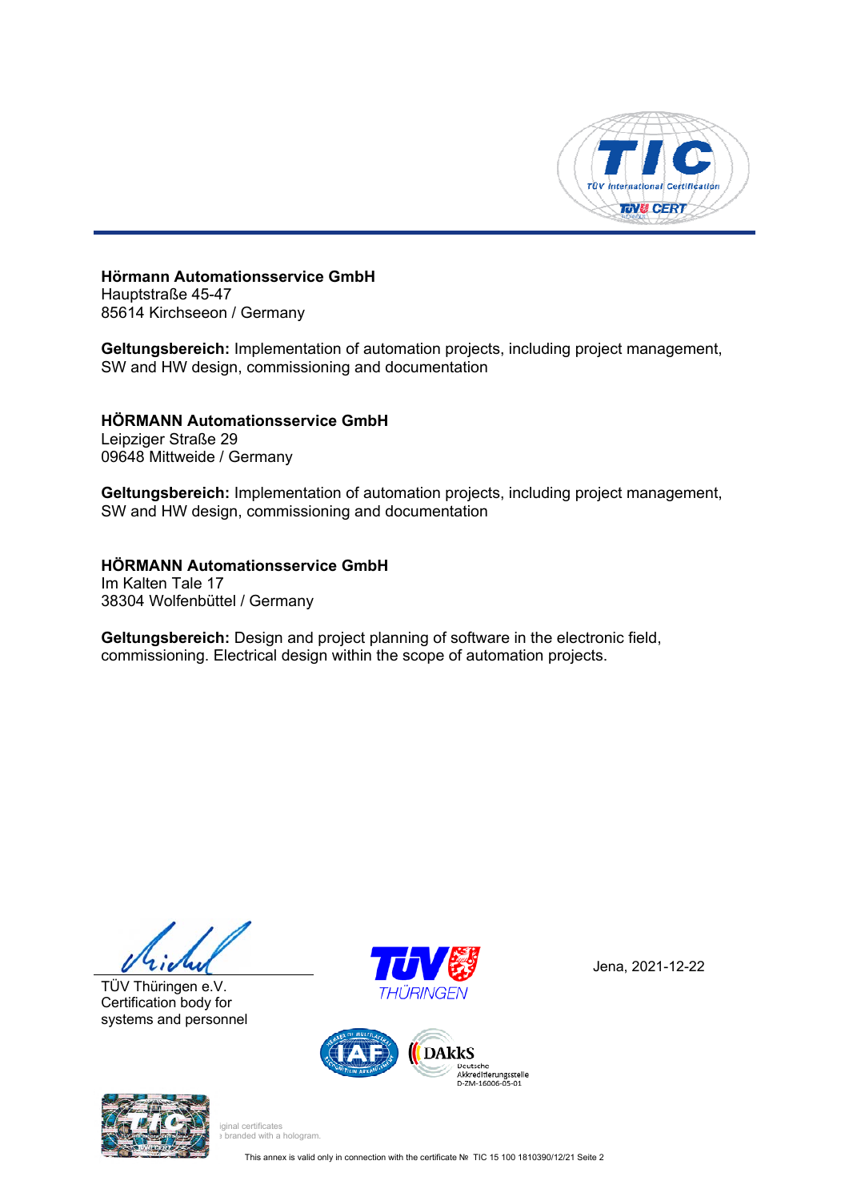**Hörmann Automationsservice GmbH**
Hauptstraße 45-47
85614 Kirchseeon / Germany

**Geltungsbereich:** Implementation of automation projects, including project management, SW and HW design, commissioning and documentation

**HÖRMANN Automationsservice GmbH**
Leipziger Straße 29
09648 Mittweide / Germany

**Geltungsbereich:** Implementation of automation projects, including project management, SW and HW design, commissioning and documentation

**HÖRMANN Automationsservice GmbH**
Im Kalten Tale 17
38304 Wolfenbüttel / Germany

**Geltungsbereich:** Design and project planning of software in the electronic field, commissioning. Electrical design within the scope of automation projects.

TÜV Thüringen e.V.
Certification body for
systems and personnel

Jena, 2021-12-22

Deutsche Akkreditierungsstelle
D-ZM-16006-05-01

iginal certificates
branded with a hologram.

This annex is valid only in connection with the certificate № TIC 15 100 1810390/12/21 Seite 2